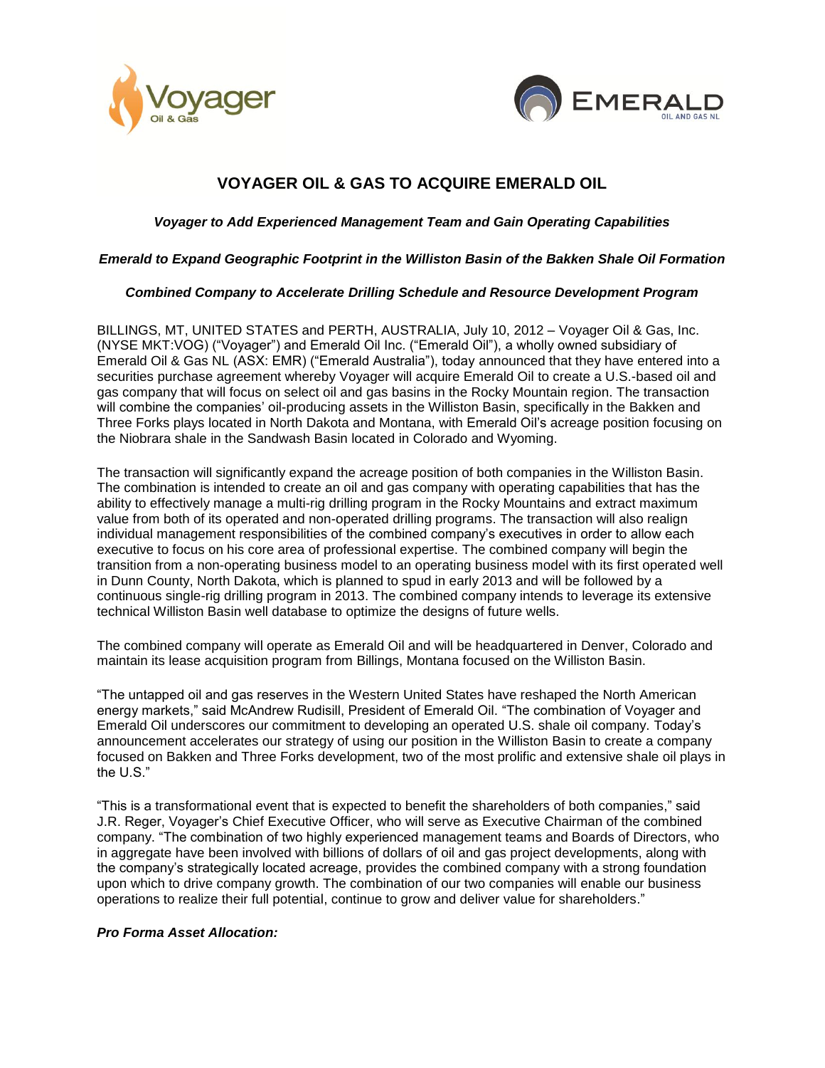# VOYAGER OIL & GAS TO ACQUIRE EMERALD OIL

***Voyager to Add Experienced Management Team and Gain Operating Capabilities***

***Emerald to Expand Geographic Footprint in the Williston Basin of the Bakken Shale Oil Formation***

***Combined Company to Accelerate Drilling Schedule and Resource Development Program***

BILLINGS, MT, UNITED STATES and PERTH, AUSTRALIA, July 10, 2012 – Voyager Oil & Gas, Inc. (NYSE MKT:VOG) ("Voyager") and Emerald Oil Inc. ("Emerald Oil"), a wholly owned subsidiary of Emerald Oil & Gas NL (ASX: EMR) ("Emerald Australia"), today announced that they have entered into a securities purchase agreement whereby Voyager will acquire Emerald Oil to create a U.S.-based oil and gas company that will focus on select oil and gas basins in the Rocky Mountain region. The transaction will combine the companies' oil-producing assets in the Williston Basin, specifically in the Bakken and Three Forks plays located in North Dakota and Montana, with Emerald Oil's acreage position focusing on the Niobrara shale in the Sandwash Basin located in Colorado and Wyoming.

The transaction will significantly expand the acreage position of both companies in the Williston Basin. The combination is intended to create an oil and gas company with operating capabilities that has the ability to effectively manage a multi-rig drilling program in the Rocky Mountains and extract maximum value from both of its operated and non-operated drilling programs. The transaction will also realign individual management responsibilities of the combined company's executives in order to allow each executive to focus on his core area of professional expertise. The combined company will begin the transition from a non-operating business model to an operating business model with its first operated well in Dunn County, North Dakota, which is planned to spud in early 2013 and will be followed by a continuous single-rig drilling program in 2013. The combined company intends to leverage its extensive technical Williston Basin well database to optimize the designs of future wells.

The combined company will operate as Emerald Oil and will be headquartered in Denver, Colorado and maintain its lease acquisition program from Billings, Montana focused on the Williston Basin.

"The untapped oil and gas reserves in the Western United States have reshaped the North American energy markets," said McAndrew Rudisill, President of Emerald Oil. "The combination of Voyager and Emerald Oil underscores our commitment to developing an operated U.S. shale oil company. Today's announcement accelerates our strategy of using our position in the Williston Basin to create a company focused on Bakken and Three Forks development, two of the most prolific and extensive shale oil plays in the U.S."

"This is a transformational event that is expected to benefit the shareholders of both companies," said J.R. Reger, Voyager's Chief Executive Officer, who will serve as Executive Chairman of the combined company. "The combination of two highly experienced management teams and Boards of Directors, who in aggregate have been involved with billions of dollars of oil and gas project developments, along with the company's strategically located acreage, provides the combined company with a strong foundation upon which to drive company growth. The combination of our two companies will enable our business operations to realize their full potential, continue to grow and deliver value for shareholders."

***Pro Forma Asset Allocation:***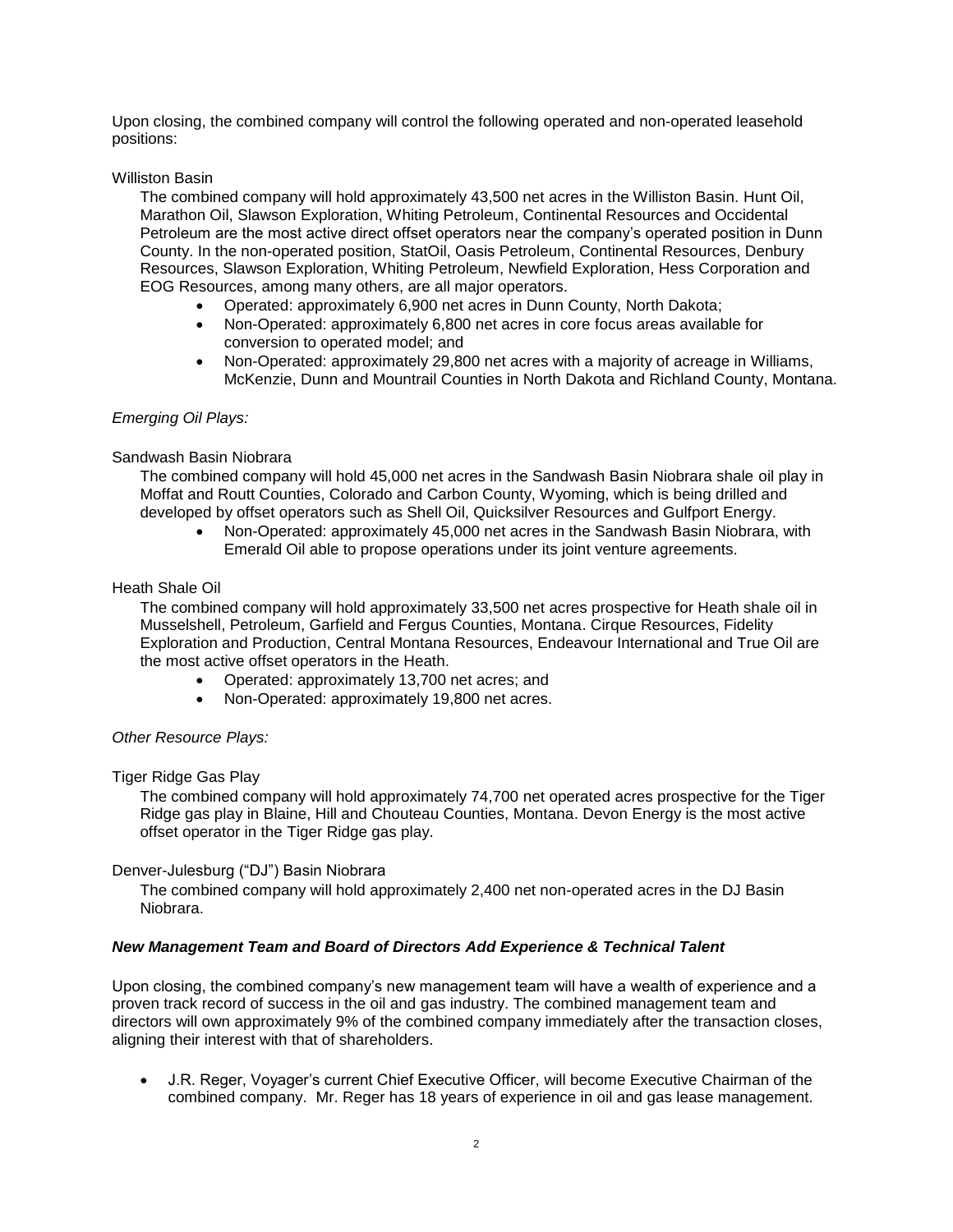Upon closing, the combined company will control the following operated and non-operated leasehold positions:

Williston Basin

The combined company will hold approximately 43,500 net acres in the Williston Basin. Hunt Oil, Marathon Oil, Slawson Exploration, Whiting Petroleum, Continental Resources and Occidental Petroleum are the most active direct offset operators near the company's operated position in Dunn County. In the non-operated position, StatOil, Oasis Petroleum, Continental Resources, Denbury Resources, Slawson Exploration, Whiting Petroleum, Newfield Exploration, Hess Corporation and EOG Resources, among many others, are all major operators.

- Operated: approximately 6,900 net acres in Dunn County, North Dakota;
- Non-Operated: approximately 6,800 net acres in core focus areas available for conversion to operated model; and
- Non-Operated: approximately 29,800 net acres with a majority of acreage in Williams, McKenzie, Dunn and Mountrail Counties in North Dakota and Richland County, Montana.

*Emerging Oil Plays:*

Sandwash Basin Niobrara

The combined company will hold 45,000 net acres in the Sandwash Basin Niobrara shale oil play in Moffat and Routt Counties, Colorado and Carbon County, Wyoming, which is being drilled and developed by offset operators such as Shell Oil, Quicksilver Resources and Gulfport Energy.

- Non-Operated: approximately 45,000 net acres in the Sandwash Basin Niobrara, with Emerald Oil able to propose operations under its joint venture agreements.

Heath Shale Oil

The combined company will hold approximately 33,500 net acres prospective for Heath shale oil in Musselshell, Petroleum, Garfield and Fergus Counties, Montana. Cirque Resources, Fidelity Exploration and Production, Central Montana Resources, Endeavour International and True Oil are the most active offset operators in the Heath.

- Operated: approximately 13,700 net acres; and
- Non-Operated: approximately 19,800 net acres.

*Other Resource Plays:*

Tiger Ridge Gas Play

The combined company will hold approximately 74,700 net operated acres prospective for the Tiger Ridge gas play in Blaine, Hill and Chouteau Counties, Montana. Devon Energy is the most active offset operator in the Tiger Ridge gas play.

Denver-Julesburg ("DJ") Basin Niobrara

The combined company will hold approximately 2,400 net non-operated acres in the DJ Basin Niobrara.

***New Management Team and Board of Directors Add Experience & Technical Talent***

Upon closing, the combined company's new management team will have a wealth of experience and a proven track record of success in the oil and gas industry. The combined management team and directors will own approximately 9% of the combined company immediately after the transaction closes, aligning their interest with that of shareholders.

- J.R. Reger, Voyager's current Chief Executive Officer, will become Executive Chairman of the combined company. Mr. Reger has 18 years of experience in oil and gas lease management.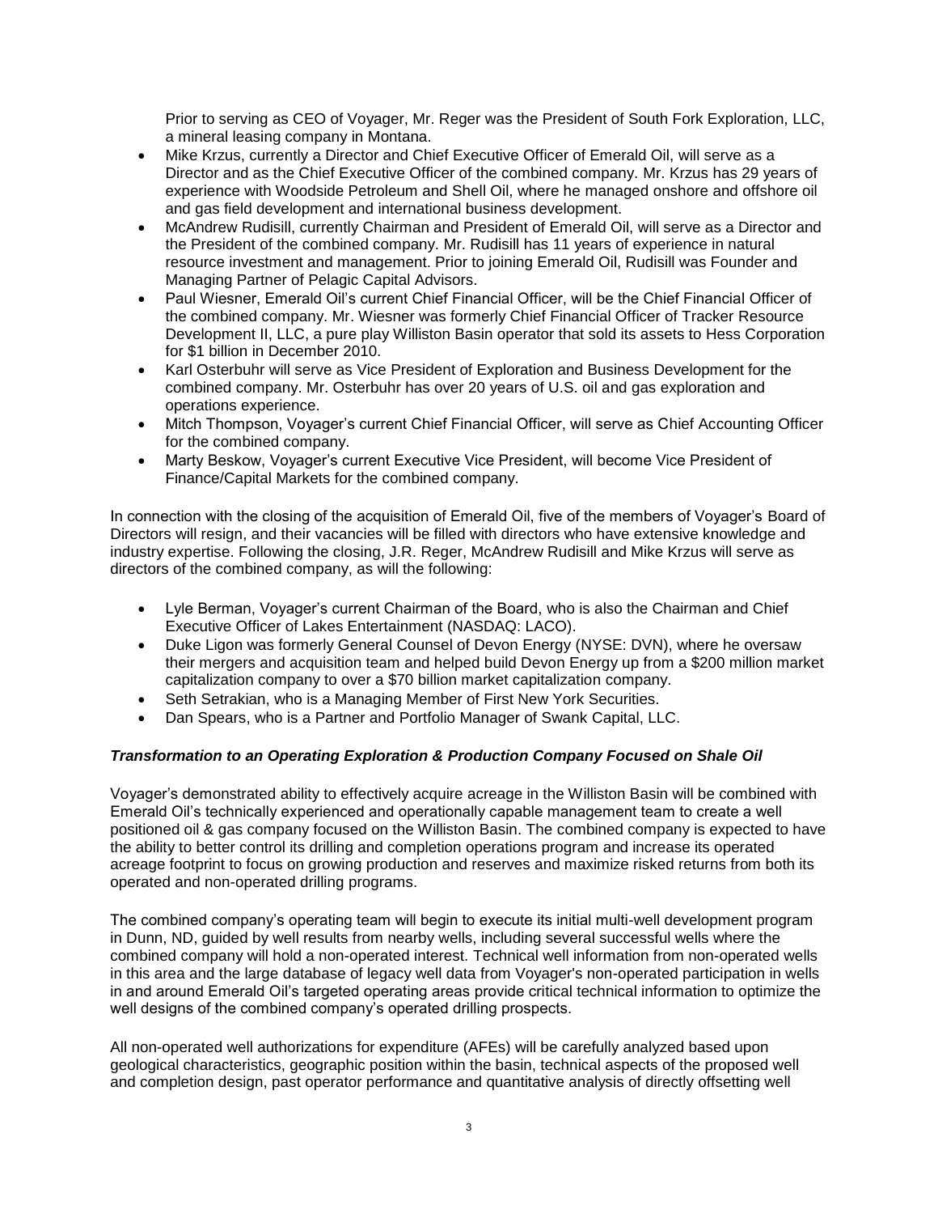Prior to serving as CEO of Voyager, Mr. Reger was the President of South Fork Exploration, LLC, a mineral leasing company in Montana.

- Mike Krzus, currently a Director and Chief Executive Officer of Emerald Oil, will serve as a Director and as the Chief Executive Officer of the combined company. Mr. Krzus has 29 years of experience with Woodside Petroleum and Shell Oil, where he managed onshore and offshore oil and gas field development and international business development.
- McAndrew Rudisill, currently Chairman and President of Emerald Oil, will serve as a Director and the President of the combined company. Mr. Rudisill has 11 years of experience in natural resource investment and management. Prior to joining Emerald Oil, Rudisill was Founder and Managing Partner of Pelagic Capital Advisors.
- Paul Wiesner, Emerald Oil's current Chief Financial Officer, will be the Chief Financial Officer of the combined company. Mr. Wiesner was formerly Chief Financial Officer of Tracker Resource Development II, LLC, a pure play Williston Basin operator that sold its assets to Hess Corporation for $1 billion in December 2010.
- Karl Osterbuhr will serve as Vice President of Exploration and Business Development for the combined company. Mr. Osterbuhr has over 20 years of U.S. oil and gas exploration and operations experience.
- Mitch Thompson, Voyager's current Chief Financial Officer, will serve as Chief Accounting Officer for the combined company.
- Marty Beskow, Voyager's current Executive Vice President, will become Vice President of Finance/Capital Markets for the combined company.

In connection with the closing of the acquisition of Emerald Oil, five of the members of Voyager's Board of Directors will resign, and their vacancies will be filled with directors who have extensive knowledge and industry expertise. Following the closing, J.R. Reger, McAndrew Rudisill and Mike Krzus will serve as directors of the combined company, as will the following:

- Lyle Berman, Voyager's current Chairman of the Board, who is also the Chairman and Chief Executive Officer of Lakes Entertainment (NASDAQ: LACO).
- Duke Ligon was formerly General Counsel of Devon Energy (NYSE: DVN), where he oversaw their mergers and acquisition team and helped build Devon Energy up from a $200 million market capitalization company to over a $70 billion market capitalization company.
- Seth Setrakian, who is a Managing Member of First New York Securities.
- Dan Spears, who is a Partner and Portfolio Manager of Swank Capital, LLC.

***Transformation to an Operating Exploration & Production Company Focused on Shale Oil***

Voyager's demonstrated ability to effectively acquire acreage in the Williston Basin will be combined with Emerald Oil's technically experienced and operationally capable management team to create a well positioned oil & gas company focused on the Williston Basin. The combined company is expected to have the ability to better control its drilling and completion operations program and increase its operated acreage footprint to focus on growing production and reserves and maximize risked returns from both its operated and non-operated drilling programs.

The combined company's operating team will begin to execute its initial multi-well development program in Dunn, ND, guided by well results from nearby wells, including several successful wells where the combined company will hold a non-operated interest. Technical well information from non-operated wells in this area and the large database of legacy well data from Voyager's non-operated participation in wells in and around Emerald Oil's targeted operating areas provide critical technical information to optimize the well designs of the combined company's operated drilling prospects.

All non-operated well authorizations for expenditure (AFEs) will be carefully analyzed based upon geological characteristics, geographic position within the basin, technical aspects of the proposed well and completion design, past operator performance and quantitative analysis of directly offsetting well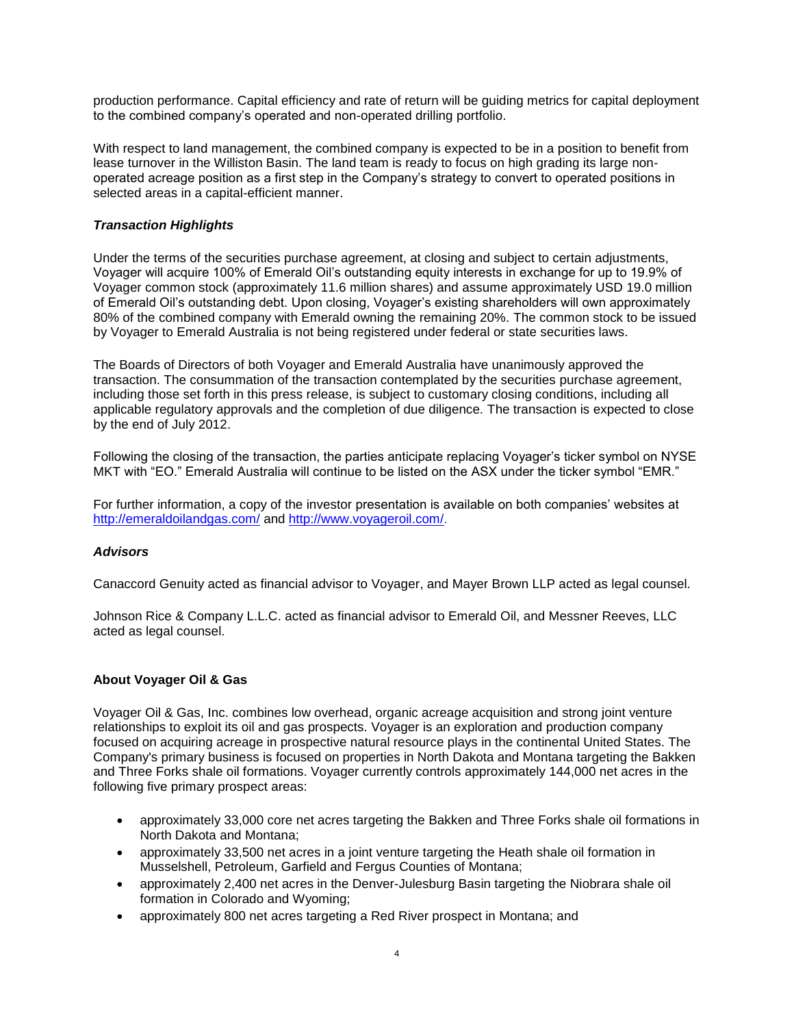production performance. Capital efficiency and rate of return will be guiding metrics for capital deployment to the combined company's operated and non-operated drilling portfolio.

With respect to land management, the combined company is expected to be in a position to benefit from lease turnover in the Williston Basin. The land team is ready to focus on high grading its large non-operated acreage position as a first step in the Company's strategy to convert to operated positions in selected areas in a capital-efficient manner.

***Transaction Highlights***

Under the terms of the securities purchase agreement, at closing and subject to certain adjustments, Voyager will acquire 100% of Emerald Oil's outstanding equity interests in exchange for up to 19.9% of Voyager common stock (approximately 11.6 million shares) and assume approximately USD 19.0 million of Emerald Oil's outstanding debt. Upon closing, Voyager's existing shareholders will own approximately 80% of the combined company with Emerald owning the remaining 20%. The common stock to be issued by Voyager to Emerald Australia is not being registered under federal or state securities laws.

The Boards of Directors of both Voyager and Emerald Australia have unanimously approved the transaction. The consummation of the transaction contemplated by the securities purchase agreement, including those set forth in this press release, is subject to customary closing conditions, including all applicable regulatory approvals and the completion of due diligence. The transaction is expected to close by the end of July 2012.

Following the closing of the transaction, the parties anticipate replacing Voyager's ticker symbol on NYSE MKT with "EO." Emerald Australia will continue to be listed on the ASX under the ticker symbol "EMR."

For further information, a copy of the investor presentation is available on both companies' websites at [http://emeraldoilandgas.com/](http://emeraldoilandgas.com/) and [http://www.voyageroil.com/](http://www.voyageroil.com/).

***Advisors***

Canaccord Genuity acted as financial advisor to Voyager, and Mayer Brown LLP acted as legal counsel.

Johnson Rice & Company L.L.C. acted as financial advisor to Emerald Oil, and Messner Reeves, LLC acted as legal counsel.

**About Voyager Oil & Gas**

Voyager Oil & Gas, Inc. combines low overhead, organic acreage acquisition and strong joint venture relationships to exploit its oil and gas prospects. Voyager is an exploration and production company focused on acquiring acreage in prospective natural resource plays in the continental United States. The Company's primary business is focused on properties in North Dakota and Montana targeting the Bakken and Three Forks shale oil formations. Voyager currently controls approximately 144,000 net acres in the following five primary prospect areas:

- approximately 33,000 core net acres targeting the Bakken and Three Forks shale oil formations in North Dakota and Montana;
- approximately 33,500 net acres in a joint venture targeting the Heath shale oil formation in Musselshell, Petroleum, Garfield and Fergus Counties of Montana;
- approximately 2,400 net acres in the Denver-Julesburg Basin targeting the Niobrara shale oil formation in Colorado and Wyoming;
- approximately 800 net acres targeting a Red River prospect in Montana; and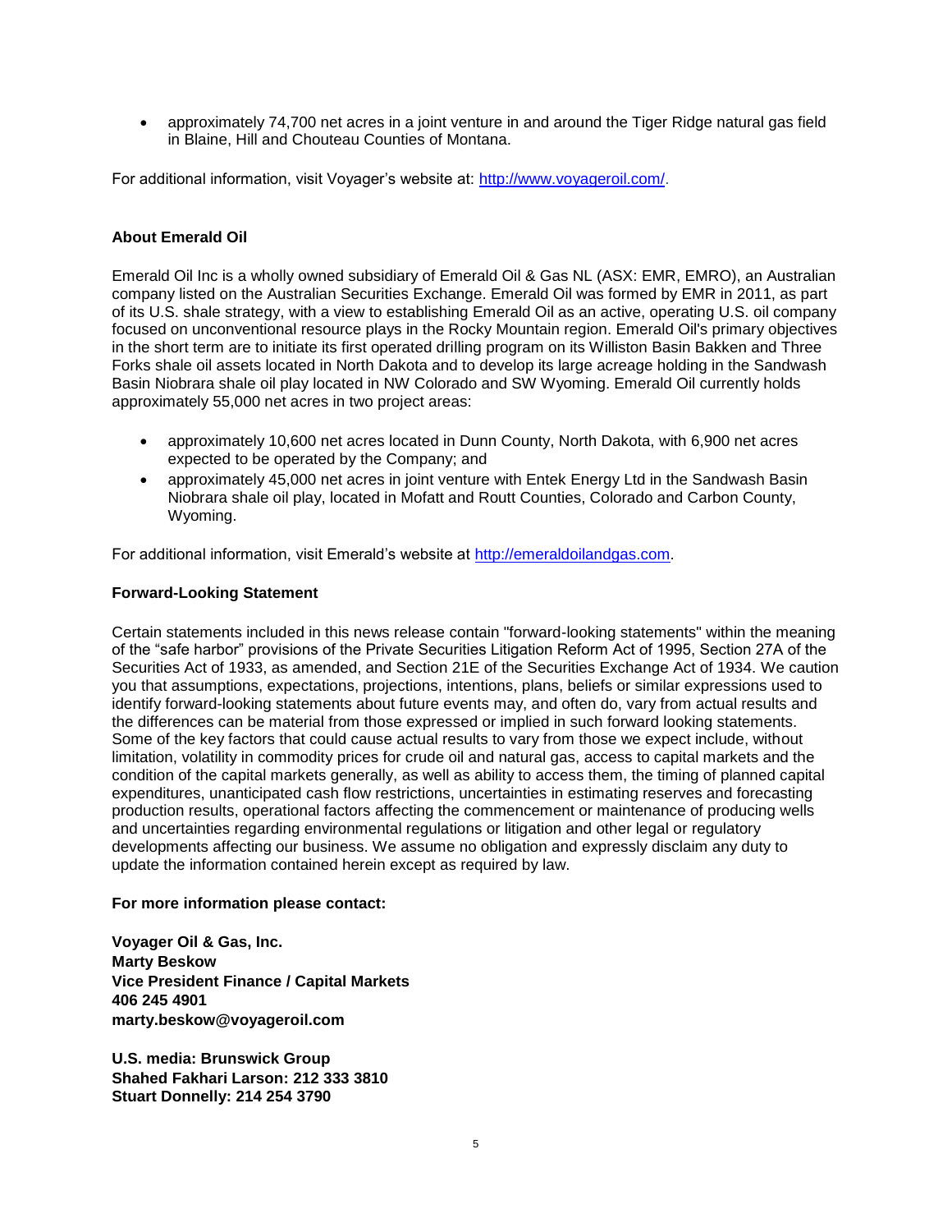- approximately 74,700 net acres in a joint venture in and around the Tiger Ridge natural gas field in Blaine, Hill and Chouteau Counties of Montana.

For additional information, visit Voyager's website at: [http://www.voyageroil.com/](http://www.voyageroil.com/).

**About Emerald Oil**

Emerald Oil Inc is a wholly owned subsidiary of Emerald Oil & Gas NL (ASX: EMR, EMRO), an Australian company listed on the Australian Securities Exchange. Emerald Oil was formed by EMR in 2011, as part of its U.S. shale strategy, with a view to establishing Emerald Oil as an active, operating U.S. oil company focused on unconventional resource plays in the Rocky Mountain region. Emerald Oil's primary objectives in the short term are to initiate its first operated drilling program on its Williston Basin Bakken and Three Forks shale oil assets located in North Dakota and to develop its large acreage holding in the Sandwash Basin Niobrara shale oil play located in NW Colorado and SW Wyoming. Emerald Oil currently holds approximately 55,000 net acres in two project areas:

- approximately 10,600 net acres located in Dunn County, North Dakota, with 6,900 net acres expected to be operated by the Company; and
- approximately 45,000 net acres in joint venture with Entek Energy Ltd in the Sandwash Basin Niobrara shale oil play, located in Mofatt and Routt Counties, Colorado and Carbon County, Wyoming.

For additional information, visit Emerald's website at [http://emeraldoilandgas.com](http://emeraldoilandgas.com).

**Forward-Looking Statement**

Certain statements included in this news release contain "forward-looking statements" within the meaning of the "safe harbor" provisions of the Private Securities Litigation Reform Act of 1995, Section 27A of the Securities Act of 1933, as amended, and Section 21E of the Securities Exchange Act of 1934. We caution you that assumptions, expectations, projections, intentions, plans, beliefs or similar expressions used to identify forward-looking statements about future events may, and often do, vary from actual results and the differences can be material from those expressed or implied in such forward looking statements. Some of the key factors that could cause actual results to vary from those we expect include, without limitation, volatility in commodity prices for crude oil and natural gas, access to capital markets and the condition of the capital markets generally, as well as ability to access them, the timing of planned capital expenditures, unanticipated cash flow restrictions, uncertainties in estimating reserves and forecasting production results, operational factors affecting the commencement or maintenance of producing wells and uncertainties regarding environmental regulations or litigation and other legal or regulatory developments affecting our business. We assume no obligation and expressly disclaim any duty to update the information contained herein except as required by law.

**For more information please contact:**

**Voyager Oil & Gas, Inc.**
**Marty Beskow**
**Vice President Finance / Capital Markets**
**406 245 4901**
**marty.beskow@voyageroil.com**

**U.S. media: Brunswick Group**
**Shahed Fakhari Larson: 212 333 3810**
**Stuart Donnelly: 214 254 3790**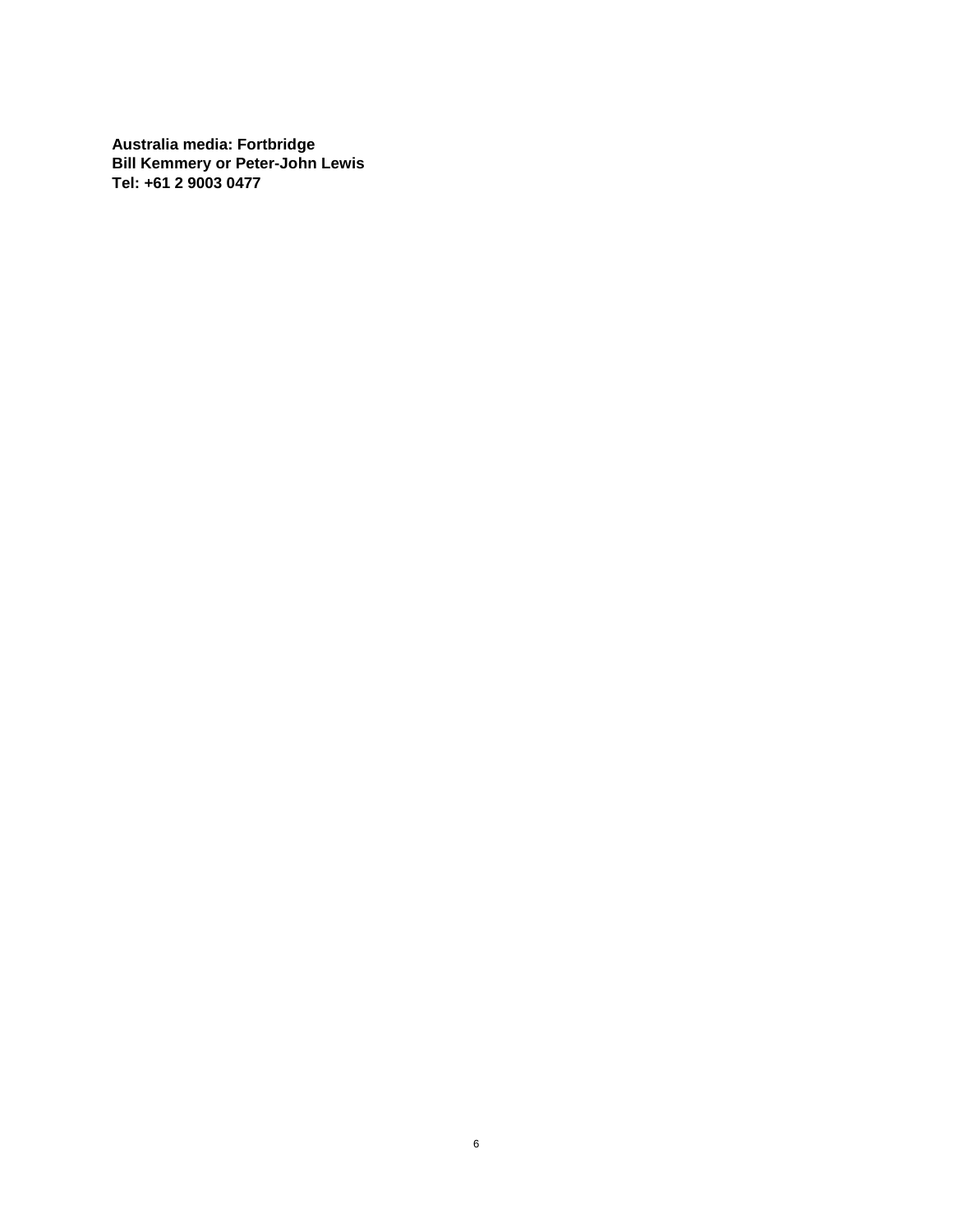**Australia media: Fortbridge**
**Bill Kemmery or Peter-John Lewis**
**Tel: +61 2 9003 0477**